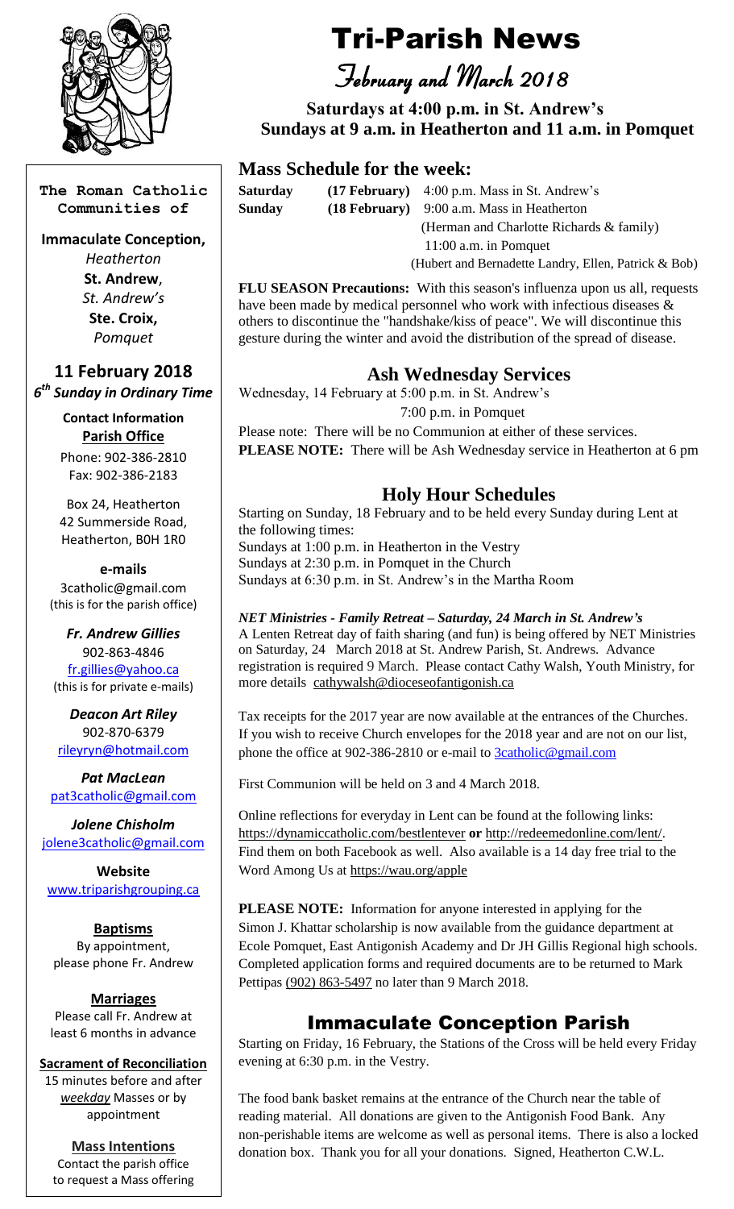**The Roman Catholic Communities of**

**Immaculate Conception,**
*Heatherton*
**St. Andrew**,
*St. Andrew's*
**Ste. Croix,**
*Pomquet*

**11 February 2018**
***6th Sunday in Ordinary Time***

**Contact Information**
**Parish Office**
Phone: 902-386-2810
Fax: 902-386-2183

Box 24, Heatherton
42 Summerside Road,
Heatherton, B0H 1R0

**e-mails**
3catholic@gmail.com
(this is for the parish office)

***Fr. Andrew Gillies***
902-863-4846
fr.gillies@yahoo.ca
(this is for private e-mails)

***Deacon Art Riley***
902-870-6379
rileyryn@hotmail.com

***Pat MacLean***
pat3catholic@gmail.com

***Jolene Chisholm***
jolene3catholic@gmail.com

**Website**
www.triparishgrouping.ca

**Baptisms**
By appointment, please phone Fr. Andrew

**Marriages**
Please call Fr. Andrew at least 6 months in advance

**Sacrament of Reconciliation**
15 minutes before and after *weekday* Masses or by appointment

**Mass Intentions**
Contact the parish office to request a Mass offering

# Tri-Parish News

## February and March 2018

**Saturdays at 4:00 p.m. in St. Andrew's**
**Sundays at 9 a.m. in Heatherton and 11 a.m. in Pomquet**

## Mass Schedule for the week:

**Saturday** **(17 February)** 4:00 p.m. Mass in St. Andrew's
**Sunday** **(18 February)** 9:00 a.m. Mass in Heatherton
(Herman and Charlotte Richards & family)
11:00 a.m. in Pomquet
(Hubert and Bernadette Landry, Ellen, Patrick & Bob)

**FLU SEASON Precautions:** With this season's influenza upon us all, requests have been made by medical personnel who work with infectious diseases & others to discontinue the "handshake/kiss of peace". We will discontinue this gesture during the winter and avoid the distribution of the spread of disease.

## Ash Wednesday Services

Wednesday, 14 February at 5:00 p.m. in St. Andrew's
7:00 p.m. in Pomquet

Please note: There will be no Communion at either of these services.
**PLEASE NOTE:** There will be Ash Wednesday service in Heatherton at 6 pm

## Holy Hour Schedules

Starting on Sunday, 18 February and to be held every Sunday during Lent at the following times:
Sundays at 1:00 p.m. in Heatherton in the Vestry
Sundays at 2:30 p.m. in Pomquet in the Church
Sundays at 6:30 p.m. in St. Andrew's in the Martha Room

***NET Ministries - Family Retreat – Saturday, 24 March in St. Andrew's***
A Lenten Retreat day of faith sharing (and fun) is being offered by NET Ministries on Saturday, 24 March 2018 at St. Andrew Parish, St. Andrews. Advance registration is required 9 March. Please contact Cathy Walsh, Youth Ministry, for more details cathywalsh@dioceseofantigonish.ca

Tax receipts for the 2017 year are now available at the entrances of the Churches. If you wish to receive Church envelopes for the 2018 year and are not on our list, phone the office at 902-386-2810 or e-mail to 3catholic@gmail.com

First Communion will be held on 3 and 4 March 2018.

Online reflections for everyday in Lent can be found at the following links: https://dynamiccatholic.com/bestlentever **or** http://redeemedonline.com/lent/. Find them on both Facebook as well. Also available is a 14 day free trial to the Word Among Us at https://wau.org/apple

**PLEASE NOTE:** Information for anyone interested in applying for the Simon J. Khattar scholarship is now available from the guidance department at Ecole Pomquet, East Antigonish Academy and Dr JH Gillis Regional high schools. Completed application forms and required documents are to be returned to Mark Pettipas (902) 863-5497 no later than 9 March 2018.

## Immaculate Conception Parish

Starting on Friday, 16 February, the Stations of the Cross will be held every Friday evening at 6:30 p.m. in the Vestry.

The food bank basket remains at the entrance of the Church near the table of reading material. All donations are given to the Antigonish Food Bank. Any non-perishable items are welcome as well as personal items. There is also a locked donation box. Thank you for all your donations. Signed, Heatherton C.W.L.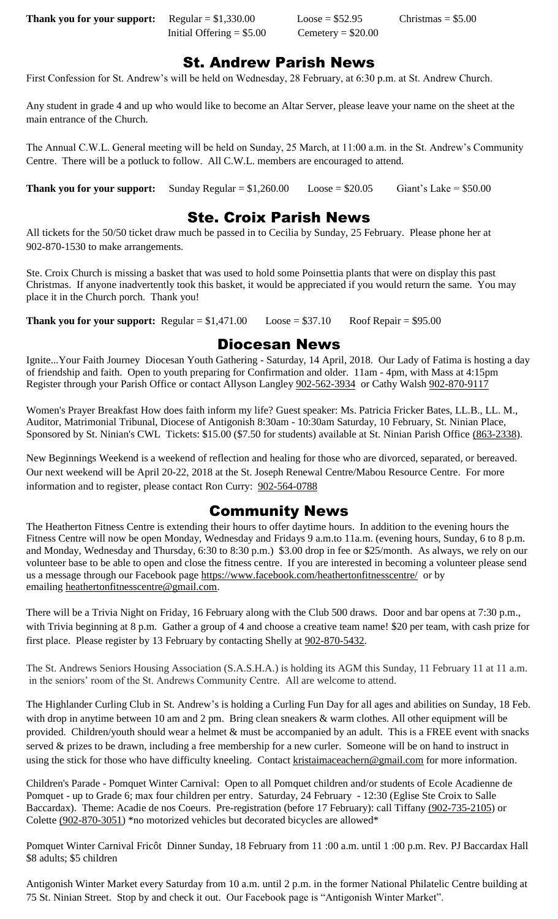**Thank you for your support:** Regular = $1,330.00 Loose = $52.95 Christmas = $5.00 Initial Offering = $5.00 Cemetery = $20.00

## St. Andrew Parish News

First Confession for St. Andrew's will be held on Wednesday, 28 February, at 6:30 p.m. at St. Andrew Church.

Any student in grade 4 and up who would like to become an Altar Server, please leave your name on the sheet at the main entrance of the Church.

The Annual C.W.L. General meeting will be held on Sunday, 25 March, at 11:00 a.m. in the St. Andrew's Community Centre. There will be a potluck to follow. All C.W.L. members are encouraged to attend.

**Thank you for your support:** Sunday Regular = $1,260.00 Loose = $20.05 Giant's Lake = $50.00

## Ste. Croix Parish News

All tickets for the 50/50 ticket draw much be passed in to Cecilia by Sunday, 25 February. Please phone her at 902-870-1530 to make arrangements.

Ste. Croix Church is missing a basket that was used to hold some Poinsettia plants that were on display this past Christmas. If anyone inadvertently took this basket, it would be appreciated if you would return the same. You may place it in the Church porch. Thank you!

**Thank you for your support:** Regular = $1,471.00 Loose = $37.10 Roof Repair = $95.00

## Diocesan News

Ignite...Your Faith Journey Diocesan Youth Gathering - Saturday, 14 April, 2018. Our Lady of Fatima is hosting a day of friendship and faith. Open to youth preparing for Confirmation and older. 11am - 4pm, with Mass at 4:15pm Register through your Parish Office or contact Allyson Langley 902-562-3934 or Cathy Walsh 902-870-9117

Women's Prayer Breakfast How does faith inform my life? Guest speaker: Ms. Patricia Fricker Bates, LL.B., LL. M., Auditor, Matrimonial Tribunal, Diocese of Antigonish 8:30am - 10:30am Saturday, 10 February, St. Ninian Place, Sponsored by St. Ninian's CWL Tickets: $15.00 ($7.50 for students) available at St. Ninian Parish Office (863-2338).

New Beginnings Weekend is a weekend of reflection and healing for those who are divorced, separated, or bereaved. Our next weekend will be April 20-22, 2018 at the St. Joseph Renewal Centre/Mabou Resource Centre. For more information and to register, please contact Ron Curry: 902-564-0788

## Community News

The Heatherton Fitness Centre is extending their hours to offer daytime hours. In addition to the evening hours the Fitness Centre will now be open Monday, Wednesday and Fridays 9 a.m.to 11a.m. (evening hours, Sunday, 6 to 8 p.m. and Monday, Wednesday and Thursday, 6:30 to 8:30 p.m.) $3.00 drop in fee or $25/month. As always, we rely on our volunteer base to be able to open and close the fitness centre. If you are interested in becoming a volunteer please send us a message through our Facebook page https://www.facebook.com/heathertonfitnesscentre/ or by emailing heathertonfitnesscentre@gmail.com.

There will be a Trivia Night on Friday, 16 February along with the Club 500 draws. Door and bar opens at 7:30 p.m., with Trivia beginning at 8 p.m. Gather a group of 4 and choose a creative team name! $20 per team, with cash prize for first place. Please register by 13 February by contacting Shelly at 902-870-5432.

The St. Andrews Seniors Housing Association (S.A.S.H.A.) is holding its AGM this Sunday, 11 February 11 at 11 a.m. in the seniors' room of the St. Andrews Community Centre. All are welcome to attend.

The Highlander Curling Club in St. Andrew's is holding a Curling Fun Day for all ages and abilities on Sunday, 18 Feb. with drop in anytime between 10 am and 2 pm. Bring clean sneakers & warm clothes. All other equipment will be provided. Children/youth should wear a helmet & must be accompanied by an adult. This is a FREE event with snacks served & prizes to be drawn, including a free membership for a new curler. Someone will be on hand to instruct in using the stick for those who have difficulty kneeling. Contact kristaimaceachern@gmail.com for more information.

Children's Parade - Pomquet Winter Carnival: Open to all Pomquet children and/or students of Ecole Acadienne de Pomquet - up to Grade 6; max four children per entry. Saturday, 24 February - 12:30 (Eglise Ste Croix to Salle Baccardax). Theme: Acadie de nos Coeurs. Pre-registration (before 17 February): call Tiffany (902-735-2105) or Colette (902-870-3051) *no motorized vehicles but decorated bicycles are allowed*

Pomquet Winter Carnival Fricôt Dinner Sunday, 18 February from 11 :00 a.m. until 1 :00 p.m. Rev. PJ Baccardax Hall $8 adults; $5 children

Antigonish Winter Market every Saturday from 10 a.m. until 2 p.m. in the former National Philatelic Centre building at 75 St. Ninian Street. Stop by and check it out. Our Facebook page is "Antigonish Winter Market".